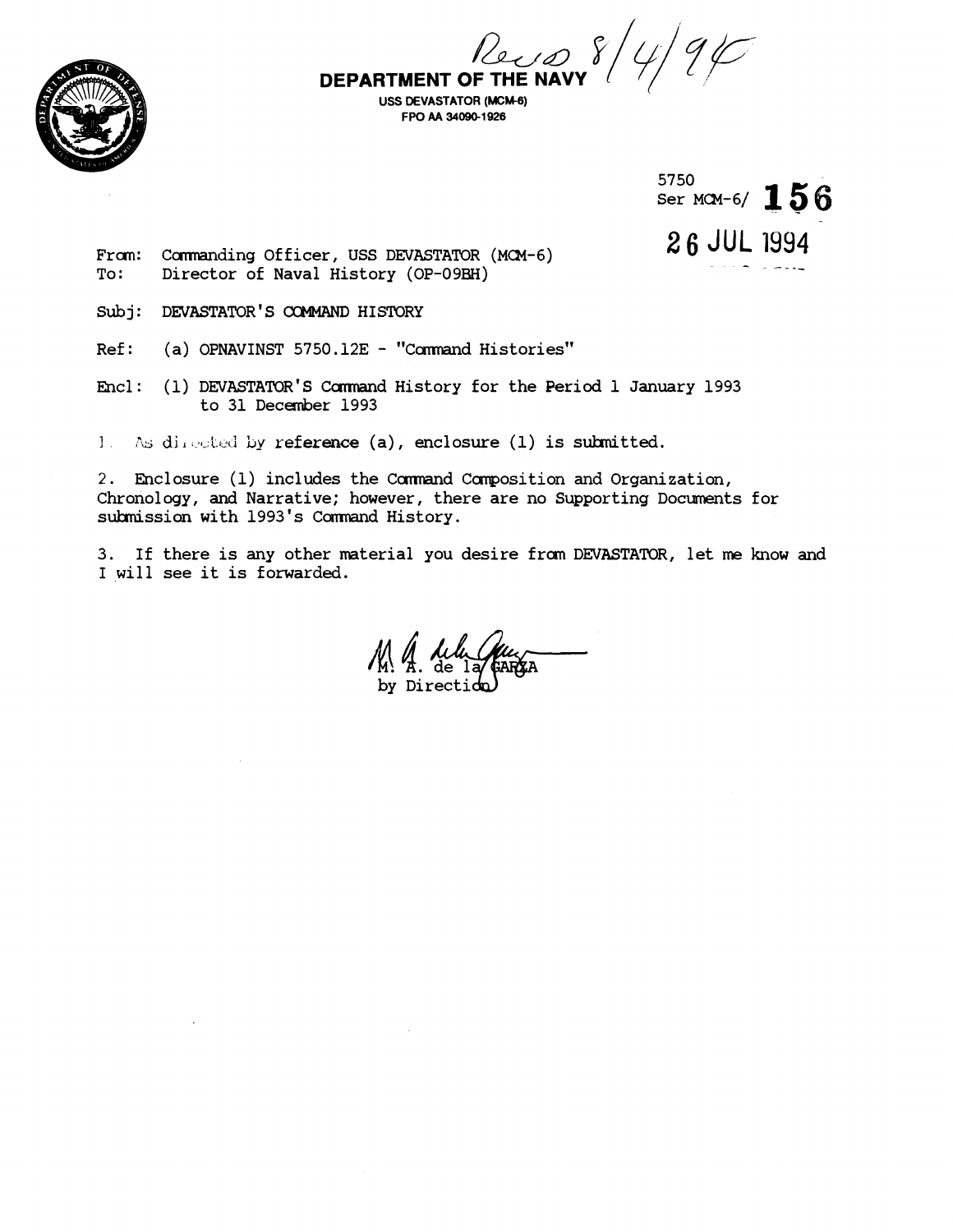Revd 8/4/94

**DEPARTMENT OF THE NAVY**

USS DEVASTATOR (MCM-6)
FPO AA 34090-1926

5750
Ser MCM-6/ **156**
**26 JUL 1994**

From: Commanding Officer, USS DEVASTATOR (MCM-6)
To: Director of Naval History (OP-09BH)

Subj: DEVASTATOR'S COMMAND HISTORY

Ref: (a) OPNAVINST 5750.12E - "Command Histories"

Encl: (1) DEVASTATOR'S Command History for the Period 1 January 1993 to 31 December 1993

1. As directed by reference (a), enclosure (1) is submitted.

2. Enclosure (1) includes the Command Composition and Organization, Chronology, and Narrative; however, there are no Supporting Documents for submission with 1993's Command History.

3. If there is any other material you desire from DEVASTATOR, let me know and I will see it is forwarded.

M. A. de la GARZA
by Direction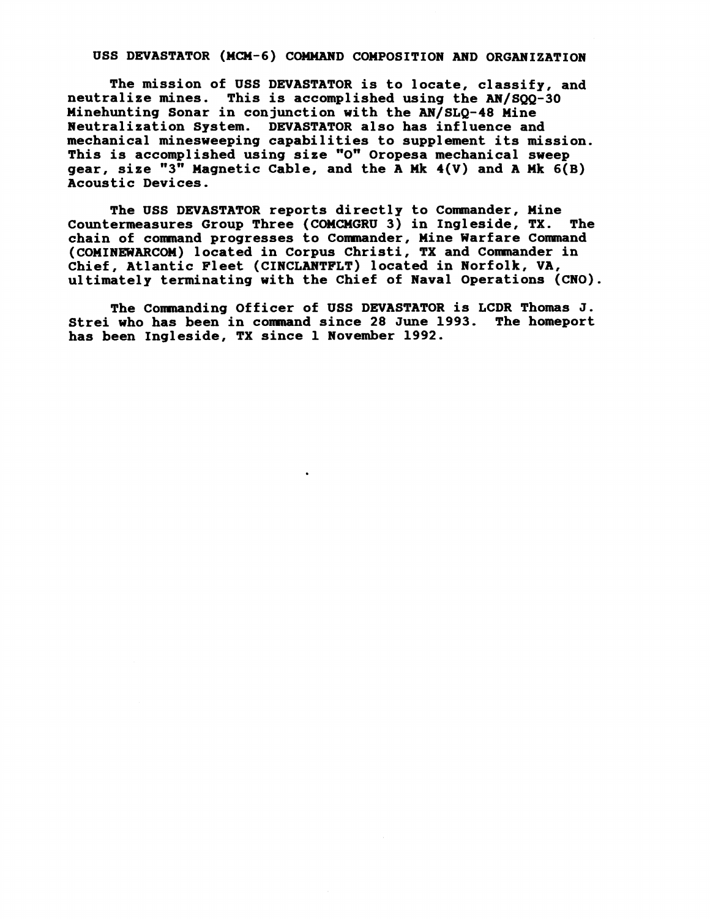# USS DEVASTATOR (MCM-6) COMMAND COMPOSITION AND ORGANIZATION

The mission of USS DEVASTATOR is to locate, classify, and neutralize mines. This is accomplished using the AN/SQQ-30 Minehunting Sonar in conjunction with the AN/SLQ-48 Mine Neutralization System. DEVASTATOR also has influence and mechanical minesweeping capabilities to supplement its mission. This is accomplished using size "O" Oropesa mechanical sweep gear, size "3" Magnetic Cable, and the A Mk 4(V) and A Mk 6(B) Acoustic Devices.

The USS DEVASTATOR reports directly to Commander, Mine Countermeasures Group Three (COMCMGRU 3) in Ingleside, TX. The chain of command progresses to Commander, Mine Warfare Command (COMINEWARCOM) located in Corpus Christi, TX and Commander in Chief, Atlantic Fleet (CINCLANTFLT) located in Norfolk, VA, ultimately terminating with the Chief of Naval Operations (CNO).

The Commanding Officer of USS DEVASTATOR is LCDR Thomas J. Strei who has been in command since 28 June 1993. The homeport has been Ingleside, TX since 1 November 1992.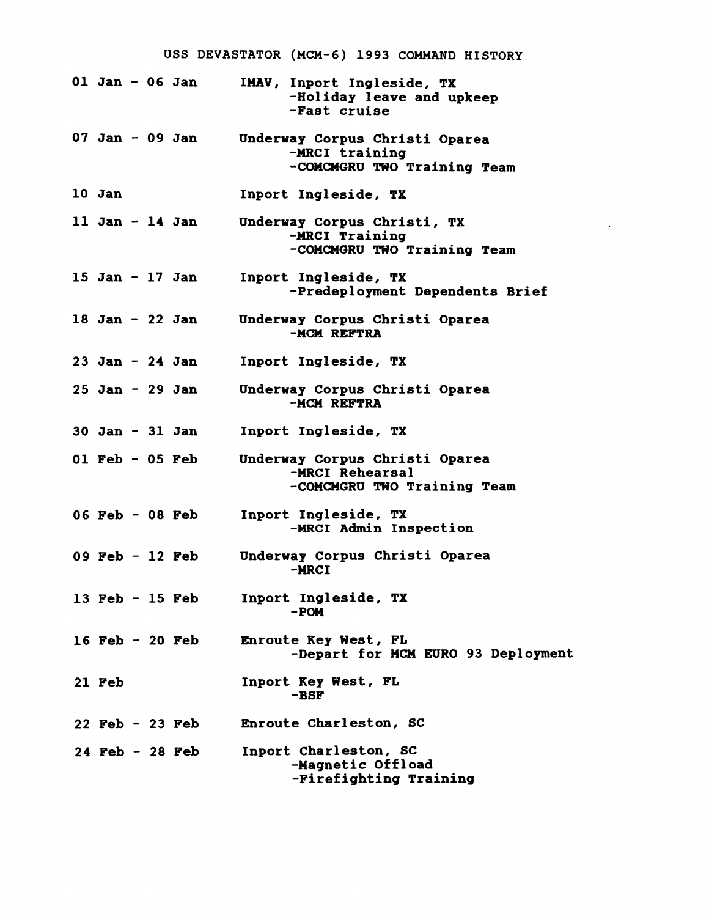# USS DEVASTATOR (MCM-6) 1993 COMMAND HISTORY

| Date | Activity |
|---|---|
| 01 Jan - 06 Jan | IMAV, Inport Ingleside, TX<br>-Holiday leave and upkeep<br>-Fast cruise |
| 07 Jan - 09 Jan | Underway Corpus Christi Oparea<br>-MRCI training<br>-COMCMGRU TWO Training Team |
| 10 Jan | Inport Ingleside, TX |
| 11 Jan - 14 Jan | Underway Corpus Christi, TX<br>-MRCI Training<br>-COMCMGRU TWO Training Team |
| 15 Jan - 17 Jan | Inport Ingleside, TX<br>-Predeployment Dependents Brief |
| 18 Jan - 22 Jan | Underway Corpus Christi Oparea<br>-MCM REFTRA |
| 23 Jan - 24 Jan | Inport Ingleside, TX |
| 25 Jan - 29 Jan | Underway Corpus Christi Oparea<br>-MCM REFTRA |
| 30 Jan - 31 Jan | Inport Ingleside, TX |
| 01 Feb - 05 Feb | Underway Corpus Christi Oparea<br>-MRCI Rehearsal<br>-COMCMGRU TWO Training Team |
| 06 Feb - 08 Feb | Inport Ingleside, TX<br>-MRCI Admin Inspection |
| 09 Feb - 12 Feb | Underway Corpus Christi Oparea<br>-MRCI |
| 13 Feb - 15 Feb | Inport Ingleside, TX<br>-POM |
| 16 Feb - 20 Feb | Enroute Key West, FL<br>-Depart for MCM EURO 93 Deployment |
| 21 Feb | Inport Key West, FL<br>-BSF |
| 22 Feb - 23 Feb | Enroute Charleston, SC |
| 24 Feb - 28 Feb | Inport Charleston, SC<br>-Magnetic Offload<br>-Firefighting Training |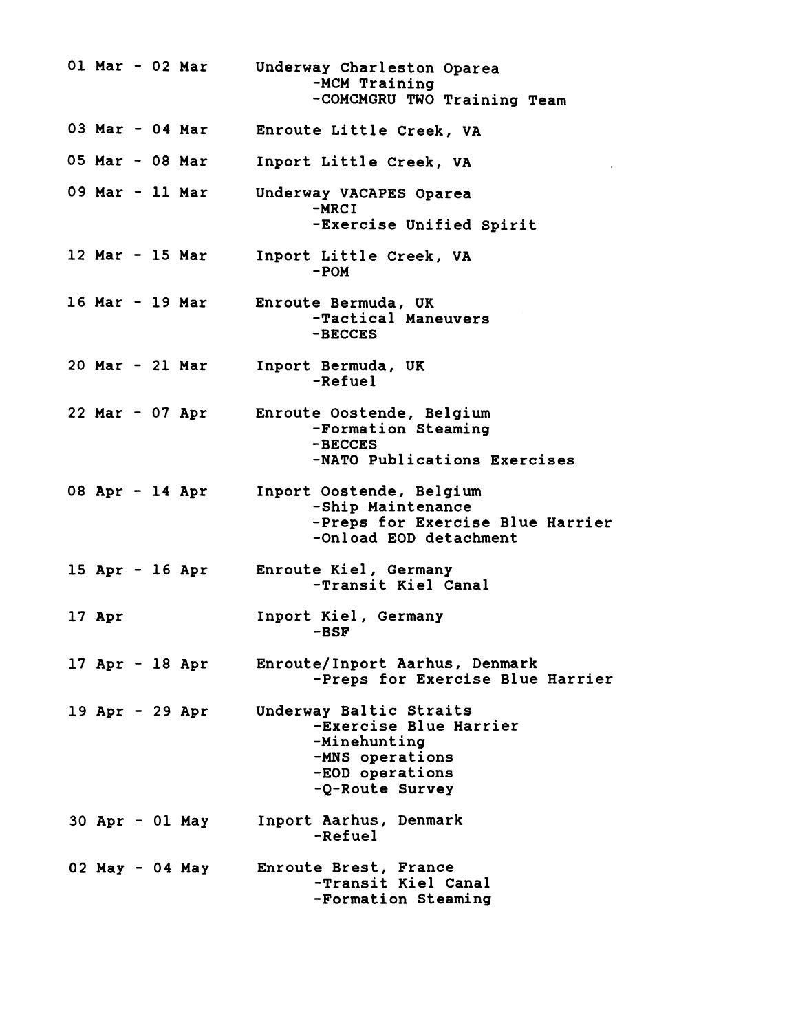| | |
|---|---|
| 01 Mar - 02 Mar | Underway Charleston Oparea<br>-MCM Training<br>-COMCMGRU TWO Training Team |
| 03 Mar - 04 Mar | Enroute Little Creek, VA |
| 05 Mar - 08 Mar | Inport Little Creek, VA |
| 09 Mar - 11 Mar | Underway VACAPES Oparea<br>-MRCI<br>-Exercise Unified Spirit |
| 12 Mar - 15 Mar | Inport Little Creek, VA<br>-POM |
| 16 Mar - 19 Mar | Enroute Bermuda, UK<br>-Tactical Maneuvers<br>-BECCES |
| 20 Mar - 21 Mar | Inport Bermuda, UK<br>-Refuel |
| 22 Mar - 07 Apr | Enroute Oostende, Belgium<br>-Formation Steaming<br>-BECCES<br>-NATO Publications Exercises |
| 08 Apr - 14 Apr | Inport Oostende, Belgium<br>-Ship Maintenance<br>-Preps for Exercise Blue Harrier<br>-Onload EOD detachment |
| 15 Apr - 16 Apr | Enroute Kiel, Germany<br>-Transit Kiel Canal |
| 17 Apr | Inport Kiel, Germany<br>-BSF |
| 17 Apr - 18 Apr | Enroute/Inport Aarhus, Denmark<br>-Preps for Exercise Blue Harrier |
| 19 Apr - 29 Apr | Underway Baltic Straits<br>-Exercise Blue Harrier<br>-Minehunting<br>-MNS operations<br>-EOD operations<br>-Q-Route Survey |
| 30 Apr - 01 May | Inport Aarhus, Denmark<br>-Refuel |
| 02 May - 04 May | Enroute Brest, France<br>-Transit Kiel Canal<br>-Formation Steaming |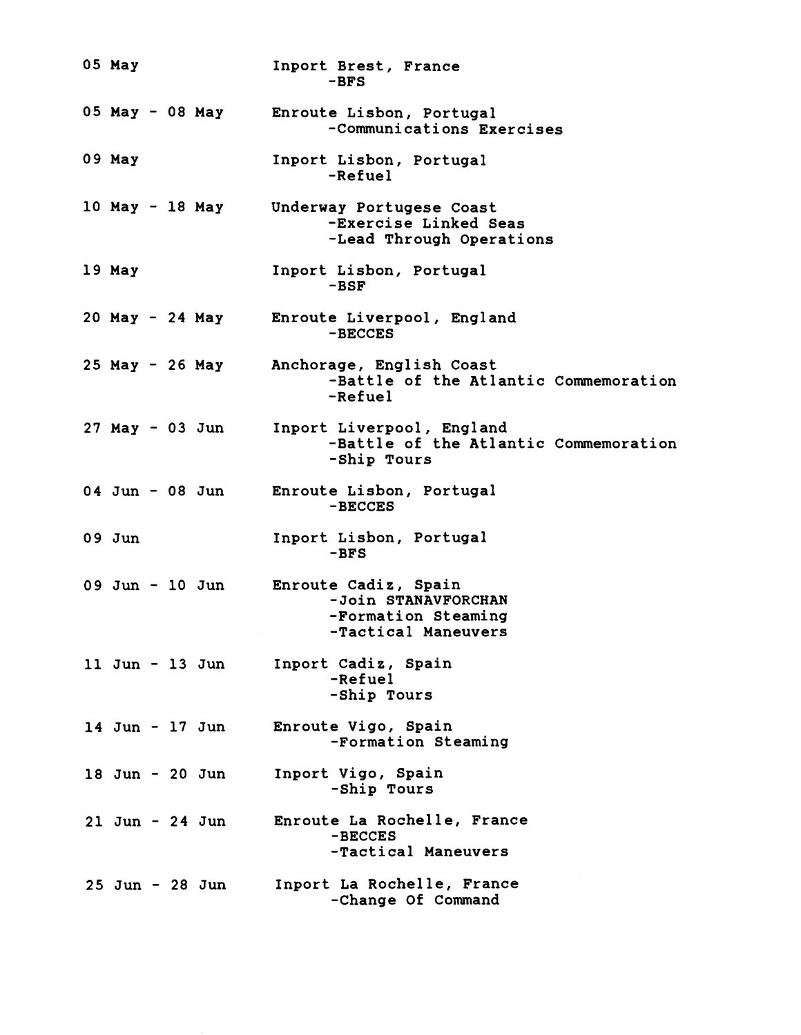| Date | Event |
| --- | --- |
| 05 May | Inport Brest, France<br>-BFS |
| 05 May - 08 May | Enroute Lisbon, Portugal<br>-Communications Exercises |
| 09 May | Inport Lisbon, Portugal<br>-Refuel |
| 10 May - 18 May | Underway Portugese Coast<br>-Exercise Linked Seas<br>-Lead Through Operations |
| 19 May | Inport Lisbon, Portugal<br>-BSF |
| 20 May - 24 May | Enroute Liverpool, England<br>-BECCES |
| 25 May - 26 May | Anchorage, English Coast<br>-Battle of the Atlantic Commemoration<br>-Refuel |
| 27 May - 03 Jun | Inport Liverpool, England<br>-Battle of the Atlantic Commemoration<br>-Ship Tours |
| 04 Jun - 08 Jun | Enroute Lisbon, Portugal<br>-BECCES |
| 09 Jun | Inport Lisbon, Portugal<br>-BFS |
| 09 Jun - 10 Jun | Enroute Cadiz, Spain<br>-Join STANAVFORCHAN<br>-Formation Steaming<br>-Tactical Maneuvers |
| 11 Jun - 13 Jun | Inport Cadiz, Spain<br>-Refuel<br>-Ship Tours |
| 14 Jun - 17 Jun | Enroute Vigo, Spain<br>-Formation Steaming |
| 18 Jun - 20 Jun | Inport Vigo, Spain<br>-Ship Tours |
| 21 Jun - 24 Jun | Enroute La Rochelle, France<br>-BECCES<br>-Tactical Maneuvers |
| 25 Jun - 28 Jun | Inport La Rochelle, France<br>-Change Of Command |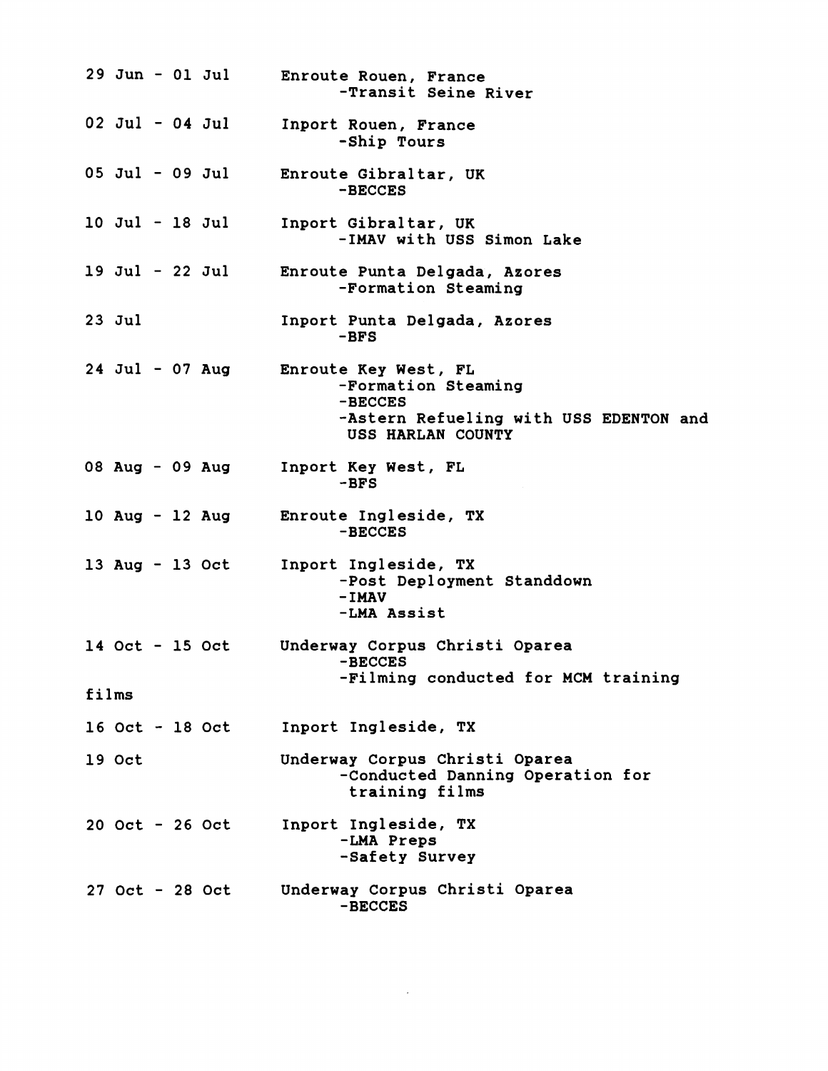| | |
|---|---|
| 29 Jun - 01 Jul | Enroute Rouen, France<br>-Transit Seine River |
| 02 Jul - 04 Jul | Inport Rouen, France<br>-Ship Tours |
| 05 Jul - 09 Jul | Enroute Gibraltar, UK<br>-BECCES |
| 10 Jul - 18 Jul | Inport Gibraltar, UK<br>-IMAV with USS Simon Lake |
| 19 Jul - 22 Jul | Enroute Punta Delgada, Azores<br>-Formation Steaming |
| 23 Jul | Inport Punta Delgada, Azores<br>-BFS |
| 24 Jul - 07 Aug | Enroute Key West, FL<br>-Formation Steaming<br>-BECCES<br>-Astern Refueling with USS EDENTON and USS HARLAN COUNTY |
| 08 Aug - 09 Aug | Inport Key West, FL<br>-BFS |
| 10 Aug - 12 Aug | Enroute Ingleside, TX<br>-BECCES |
| 13 Aug - 13 Oct | Inport Ingleside, TX<br>-Post Deployment Standdown<br>-IMAV<br>-LMA Assist |
| 14 Oct - 15 Oct | Underway Corpus Christi Oparea<br>-BECCES<br>-Filming conducted for MCM training films |
| 16 Oct - 18 Oct | Inport Ingleside, TX |
| 19 Oct | Underway Corpus Christi Oparea<br>-Conducted Danning Operation for training films |
| 20 Oct - 26 Oct | Inport Ingleside, TX<br>-LMA Preps<br>-Safety Survey |
| 27 Oct - 28 Oct | Underway Corpus Christi Oparea<br>-BECCES |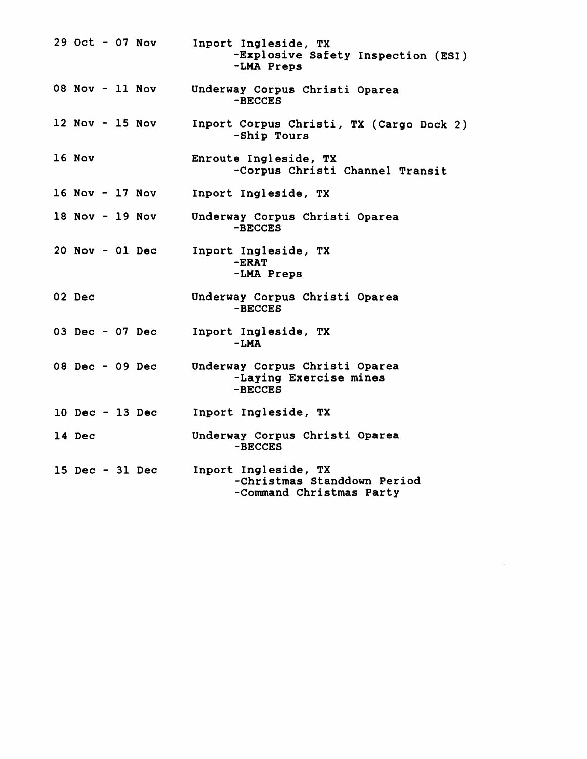| | |
|---|---|
| 29 Oct - 07 Nov | Inport Ingleside, TX<br>-Explosive Safety Inspection (ESI)<br>-LMA Preps |
| 08 Nov - 11 Nov | Underway Corpus Christi Oparea<br>-BECCES |
| 12 Nov - 15 Nov | Inport Corpus Christi, TX (Cargo Dock 2)<br>-Ship Tours |
| 16 Nov | Enroute Ingleside, TX<br>-Corpus Christi Channel Transit |
| 16 Nov - 17 Nov | Inport Ingleside, TX |
| 18 Nov - 19 Nov | Underway Corpus Christi Oparea<br>-BECCES |
| 20 Nov - 01 Dec | Inport Ingleside, TX<br>-ERAT<br>-LMA Preps |
| 02 Dec | Underway Corpus Christi Oparea<br>-BECCES |
| 03 Dec - 07 Dec | Inport Ingleside, TX<br>-LMA |
| 08 Dec - 09 Dec | Underway Corpus Christi Oparea<br>-Laying Exercise mines<br>-BECCES |
| 10 Dec - 13 Dec | Inport Ingleside, TX |
| 14 Dec | Underway Corpus Christi Oparea<br>-BECCES |
| 15 Dec - 31 Dec | Inport Ingleside, TX<br>-Christmas Standdown Period<br>-Command Christmas Party |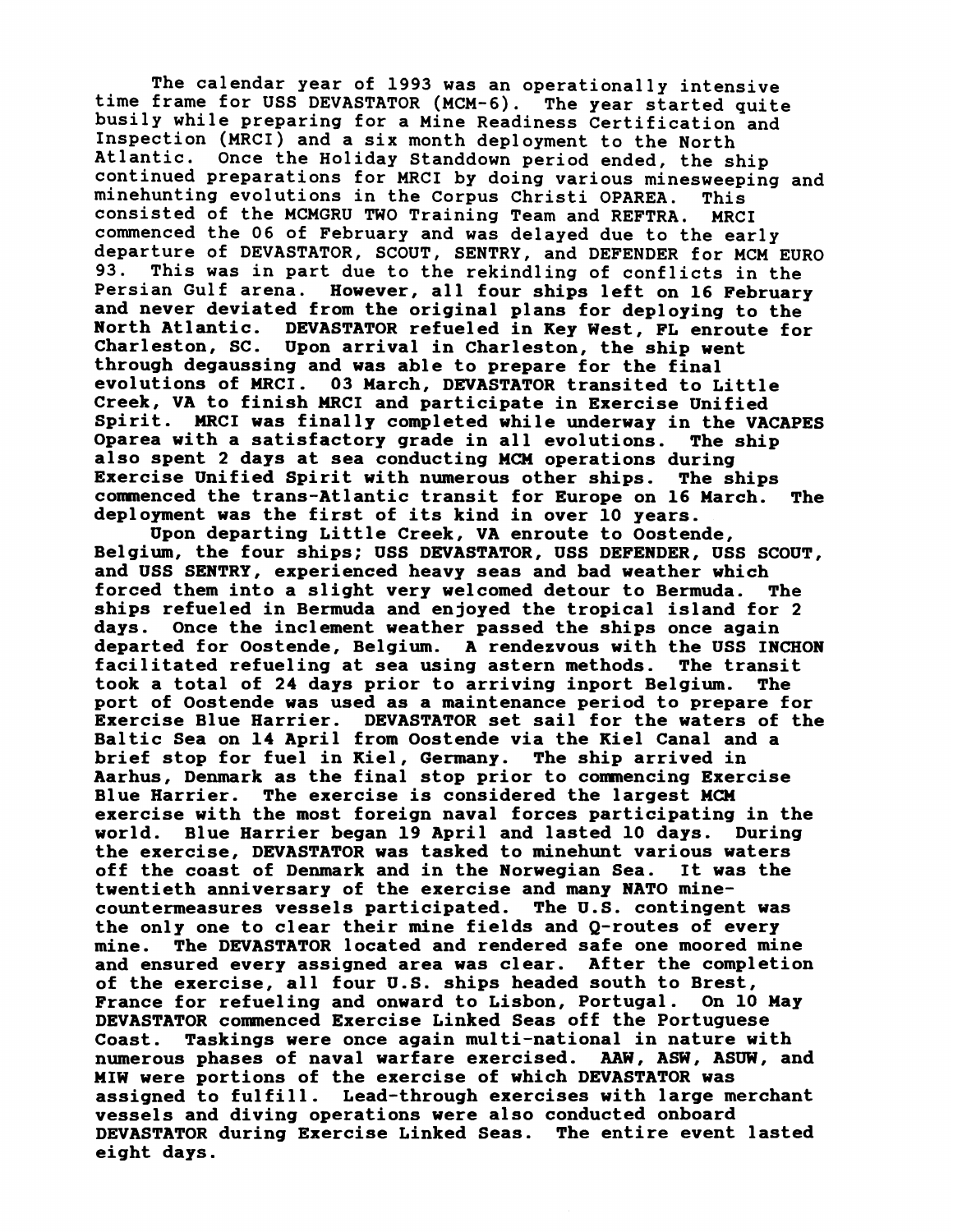The calendar year of 1993 was an operationally intensive time frame for USS DEVASTATOR (MCM-6). The year started quite busily while preparing for a Mine Readiness Certification and Inspection (MRCI) and a six month deployment to the North Atlantic. Once the Holiday Standdown period ended, the ship continued preparations for MRCI by doing various minesweeping and minehunting evolutions in the Corpus Christi OPAREA. This consisted of the MCMGRU TWO Training Team and REFTRA. MRCI commenced the 06 of February and was delayed due to the early departure of DEVASTATOR, SCOUT, SENTRY, and DEFENDER for MCM EURO 93. This was in part due to the rekindling of conflicts in the Persian Gulf arena. However, all four ships left on 16 February and never deviated from the original plans for deploying to the North Atlantic. DEVASTATOR refueled in Key West, FL enroute for Charleston, SC. Upon arrival in Charleston, the ship went through degaussing and was able to prepare for the final evolutions of MRCI. 03 March, DEVASTATOR transited to Little Creek, VA to finish MRCI and participate in Exercise Unified Spirit. MRCI was finally completed while underway in the VACAPES Oparea with a satisfactory grade in all evolutions. The ship also spent 2 days at sea conducting MCM operations during Exercise Unified Spirit with numerous other ships. The ships commenced the trans-Atlantic transit for Europe on 16 March. The deployment was the first of its kind in over 10 years.

Upon departing Little Creek, VA enroute to Oostende, Belgium, the four ships; USS DEVASTATOR, USS DEFENDER, USS SCOUT, and USS SENTRY, experienced heavy seas and bad weather which forced them into a slight very welcomed detour to Bermuda. The ships refueled in Bermuda and enjoyed the tropical island for 2 days. Once the inclement weather passed the ships once again departed for Oostende, Belgium. A rendezvous with the USS INCHON facilitated refueling at sea using astern methods. The transit took a total of 24 days prior to arriving inport Belgium. The port of Oostende was used as a maintenance period to prepare for Exercise Blue Harrier. DEVASTATOR set sail for the waters of the Baltic Sea on 14 April from Oostende via the Kiel Canal and a brief stop for fuel in Kiel, Germany. The ship arrived in Aarhus, Denmark as the final stop prior to commencing Exercise Blue Harrier. The exercise is considered the largest MCM exercise with the most foreign naval forces participating in the world. Blue Harrier began 19 April and lasted 10 days. During the exercise, DEVASTATOR was tasked to minehunt various waters off the coast of Denmark and in the Norwegian Sea. It was the twentieth anniversary of the exercise and many NATO mine-countermeasures vessels participated. The U.S. contingent was the only one to clear their mine fields and Q-routes of every mine. The DEVASTATOR located and rendered safe one moored mine and ensured every assigned area was clear. After the completion of the exercise, all four U.S. ships headed south to Brest, France for refueling and onward to Lisbon, Portugal. On 10 May DEVASTATOR commenced Exercise Linked Seas off the Portuguese Coast. Taskings were once again multi-national in nature with numerous phases of naval warfare exercised. AAW, ASW, ASUW, and MIW were portions of the exercise of which DEVASTATOR was assigned to fulfill. Lead-through exercises with large merchant vessels and diving operations were also conducted onboard DEVASTATOR during Exercise Linked Seas. The entire event lasted eight days.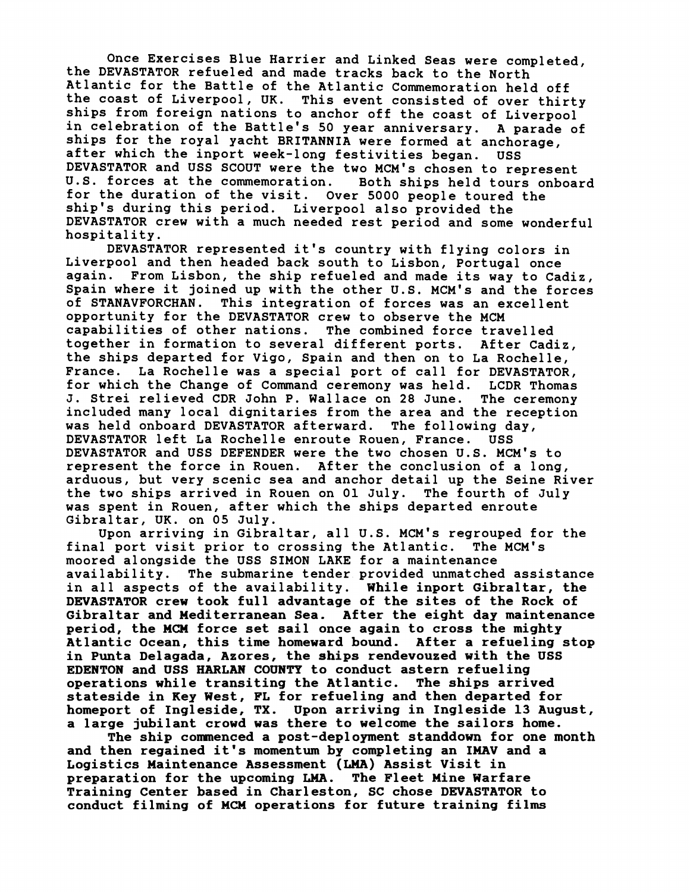Once Exercises Blue Harrier and Linked Seas were completed, the DEVASTATOR refueled and made tracks back to the North Atlantic for the Battle of the Atlantic Commemoration held off the coast of Liverpool, UK. This event consisted of over thirty ships from foreign nations to anchor off the coast of Liverpool in celebration of the Battle's 50 year anniversary. A parade of ships for the royal yacht BRITANNIA were formed at anchorage, after which the inport week-long festivities began. USS DEVASTATOR and USS SCOUT were the two MCM's chosen to represent U.S. forces at the commemoration. Both ships held tours onboard for the duration of the visit. Over 5000 people toured the ship's during this period. Liverpool also provided the DEVASTATOR crew with a much needed rest period and some wonderful hospitality.

DEVASTATOR represented it's country with flying colors in Liverpool and then headed back south to Lisbon, Portugal once again. From Lisbon, the ship refueled and made its way to Cadiz, Spain where it joined up with the other U.S. MCM's and the forces of STANAVFORCHAN. This integration of forces was an excellent opportunity for the DEVASTATOR crew to observe the MCM capabilities of other nations. The combined force travelled together in formation to several different ports. After Cadiz, the ships departed for Vigo, Spain and then on to La Rochelle, France. La Rochelle was a special port of call for DEVASTATOR, for which the Change of Command ceremony was held. LCDR Thomas J. Strei relieved CDR John P. Wallace on 28 June. The ceremony included many local dignitaries from the area and the reception was held onboard DEVASTATOR afterward. The following day, DEVASTATOR left La Rochelle enroute Rouen, France. USS DEVASTATOR and USS DEFENDER were the two chosen U.S. MCM's to represent the force in Rouen. After the conclusion of a long, arduous, but very scenic sea and anchor detail up the Seine River the two ships arrived in Rouen on 01 July. The fourth of July was spent in Rouen, after which the ships departed enroute Gibraltar, UK. on 05 July.

Upon arriving in Gibraltar, all U.S. MCM's regrouped for the final port visit prior to crossing the Atlantic. The MCM's moored alongside the USS SIMON LAKE for a maintenance availability. The submarine tender provided unmatched assistance in all aspects of the availability. **While inport Gibraltar, the DEVASTATOR crew took full advantage of the sites of the Rock of Gibraltar and Mediterranean Sea. After the eight day maintenance period, the MCM force set sail once again to cross the mighty Atlantic Ocean, this time homeward bound. After a refueling stop in Punta Delagada, Azores, the ships rendevouzed with the USS EDENTON and USS HARLAN COUNTY to conduct astern refueling operations while transiting the Atlantic. The ships arrived stateside in Key West, FL for refueling and then departed for homeport of Ingleside, TX. Upon arriving in Ingleside 13 August, a large jubilant crowd was there to welcome the sailors home.**

**The ship commenced a post-deployment standdown for one month and then regained it's momentum by completing an IMAV and a Logistics Maintenance Assessment (LMA) Assist Visit in preparation for the upcoming LMA. The Fleet Mine Warfare Training Center based in Charleston, SC chose DEVASTATOR to conduct filming of MCM operations for future training films**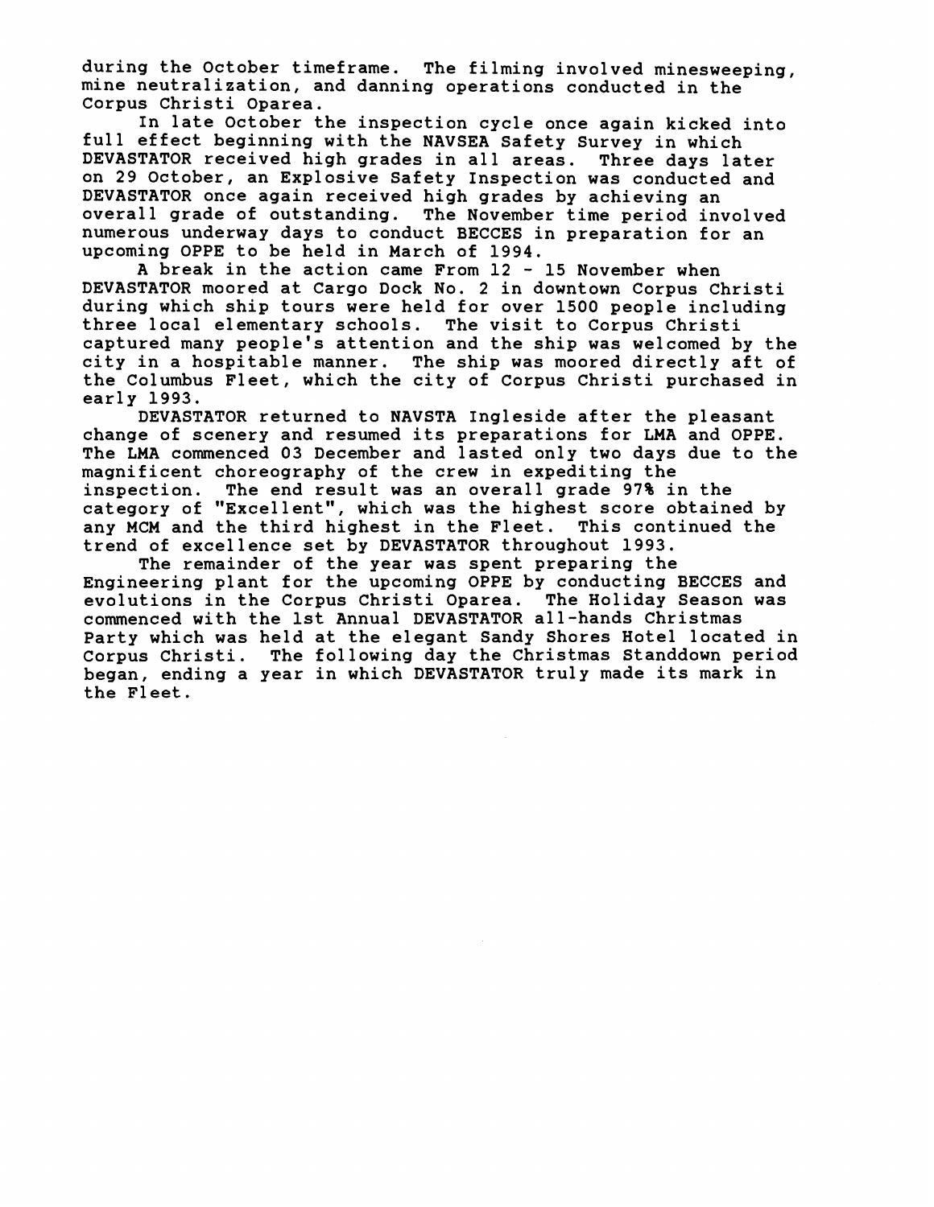during the October timeframe. The filming involved minesweeping, mine neutralization, and danning operations conducted in the Corpus Christi Oparea.

In late October the inspection cycle once again kicked into full effect beginning with the NAVSEA Safety Survey in which DEVASTATOR received high grades in all areas. Three days later on 29 October, an Explosive Safety Inspection was conducted and DEVASTATOR once again received high grades by achieving an overall grade of outstanding. The November time period involved numerous underway days to conduct BECCES in preparation for an upcoming OPPE to be held in March of 1994.

A break in the action came From 12 - 15 November when DEVASTATOR moored at Cargo Dock No. 2 in downtown Corpus Christi during which ship tours were held for over 1500 people including three local elementary schools. The visit to Corpus Christi captured many people's attention and the ship was welcomed by the city in a hospitable manner. The ship was moored directly aft of the Columbus Fleet, which the city of Corpus Christi purchased in early 1993.

DEVASTATOR returned to NAVSTA Ingleside after the pleasant change of scenery and resumed its preparations for LMA and OPPE. The LMA commenced 03 December and lasted only two days due to the magnificent choreography of the crew in expediting the inspection. The end result was an overall grade 97% in the category of "Excellent", which was the highest score obtained by any MCM and the third highest in the Fleet. This continued the trend of excellence set by DEVASTATOR throughout 1993.

The remainder of the year was spent preparing the Engineering plant for the upcoming OPPE by conducting BECCES and evolutions in the Corpus Christi Oparea. The Holiday Season was commenced with the 1st Annual DEVASTATOR all-hands Christmas Party which was held at the elegant Sandy Shores Hotel located in Corpus Christi. The following day the Christmas Standdown period began, ending a year in which DEVASTATOR truly made its mark in the Fleet.